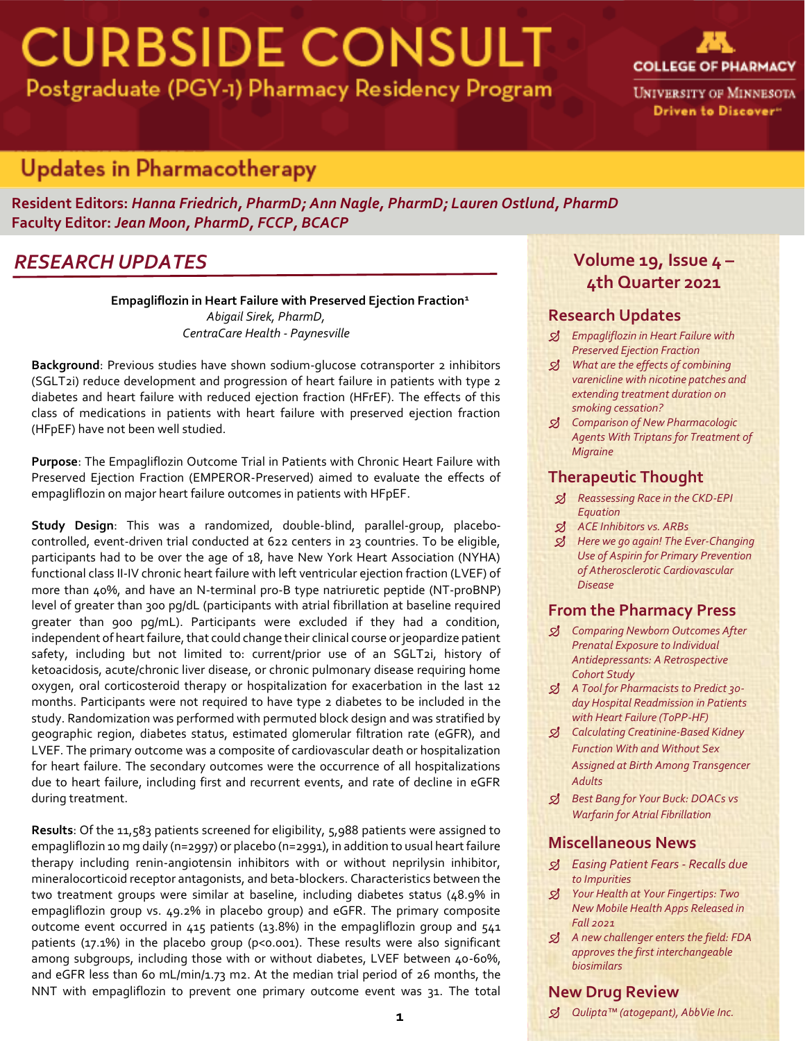# CURBSIDE CONSULT

Postgraduate (PGY-1) Pharmacy Residency Program

COLLEGE OF PHARMACY
UNIVERSITY OF MINNESOTA
Driven to Discover

## Updates in Pharmacotherapy

**Resident Editors:** ***Hanna Friedrich, PharmD; Ann Nagle, PharmD; Lauren Ostlund, PharmD***
**Faculty Editor:** ***Jean Moon, PharmD, FCCP, BCACP***

### Volume 19, Issue 4 – 4th Quarter 2021

**Research Updates**
- *Empagliflozin in Heart Failure with Preserved Ejection Fraction*
- *What are the effects of combining varenicline with nicotine patches and extending treatment duration on smoking cessation?*
- *Comparison of New Pharmacologic Agents With Triptans for Treatment of Migraine*

**Therapeutic Thought**
- *Reassessing Race in the CKD-EPI Equation*
- *ACE Inhibitors vs. ARBs*
- *Here we go again! The Ever-Changing Use of Aspirin for Primary Prevention of Atherosclerotic Cardiovascular Disease*

**From the Pharmacy Press**
- *Comparing Newborn Outcomes After Prenatal Exposure to Individual Antidepressants: A Retrospective Cohort Study*
- *A Tool for Pharmacists to Predict 30-day Hospital Readmission in Patients with Heart Failure (ToPP-HF)*
- *Calculating Creatinine-Based Kidney Function With and Without Sex Assigned at Birth Among Transgender Adults*
- *Best Bang for Your Buck: DOACs vs Warfarin for Atrial Fibrillation*

**Miscellaneous News**
- *Easing Patient Fears - Recalls due to Impurities*
- *Your Health at Your Fingertips: Two New Mobile Health Apps Released in Fall 2021*
- *A new challenger enters the field: FDA approves the first interchangeable biosimilars*

**New Drug Review**
- *Qulipta™ (atogepant), AbbVie Inc.*

## RESEARCH UPDATES

### Empagliflozin in Heart Failure with Preserved Ejection Fraction[1]

*Abigail Sirek, PharmD,*
*CentraCare Health - Paynesville*

**Background**: Previous studies have shown sodium-glucose cotransporter 2 inhibitors (SGLT2i) reduce development and progression of heart failure in patients with type 2 diabetes and heart failure with reduced ejection fraction (HFrEF). The effects of this class of medications in patients with heart failure with preserved ejection fraction (HFpEF) have not been well studied.

**Purpose**: The Empagliflozin Outcome Trial in Patients with Chronic Heart Failure with Preserved Ejection Fraction (EMPEROR-Preserved) aimed to evaluate the effects of empagliflozin on major heart failure outcomes in patients with HFpEF.

**Study Design**: This was a randomized, double-blind, parallel-group, placebo-controlled, event-driven trial conducted at 622 centers in 23 countries. To be eligible, participants had to be over the age of 18, have New York Heart Association (NYHA) functional class II-IV chronic heart failure with left ventricular ejection fraction (LVEF) of more than 40%, and have an N-terminal pro-B type natriuretic peptide (NT-proBNP) level of greater than 300 pg/dL (participants with atrial fibrillation at baseline required greater than 900 pg/mL). Participants were excluded if they had a condition, independent of heart failure, that could change their clinical course or jeopardize patient safety, including but not limited to: current/prior use of an SGLT2i, history of ketoacidosis, acute/chronic liver disease, or chronic pulmonary disease requiring home oxygen, oral corticosteroid therapy or hospitalization for exacerbation in the last 12 months. Participants were not required to have type 2 diabetes to be included in the study. Randomization was performed with permuted block design and was stratified by geographic region, diabetes status, estimated glomerular filtration rate (eGFR), and LVEF. The primary outcome was a composite of cardiovascular death or hospitalization for heart failure. The secondary outcomes were the occurrence of all hospitalizations due to heart failure, including first and recurrent events, and rate of decline in eGFR during treatment.

**Results**: Of the 11,583 patients screened for eligibility, 5,988 patients were assigned to empagliflozin 10 mg daily (n=2997) or placebo (n=2991), in addition to usual heart failure therapy including renin-angiotensin inhibitors with or without neprilysin inhibitor, mineralocorticoid receptor antagonists, and beta-blockers. Characteristics between the two treatment groups were similar at baseline, including diabetes status (48.9% in empagliflozin group vs. 49.2% in placebo group) and eGFR. The primary composite outcome event occurred in 415 patients (13.8%) in the empagliflozin group and 541 patients (17.1%) in the placebo group ($p<0.001$). These results were also significant among subgroups, including those with or without diabetes, LVEF between 40-60%, and eGFR less than 60 mL/min/1.73 $m^2$. At the median trial period of 26 months, the NNT with empagliflozin to prevent one primary outcome event was 31. The total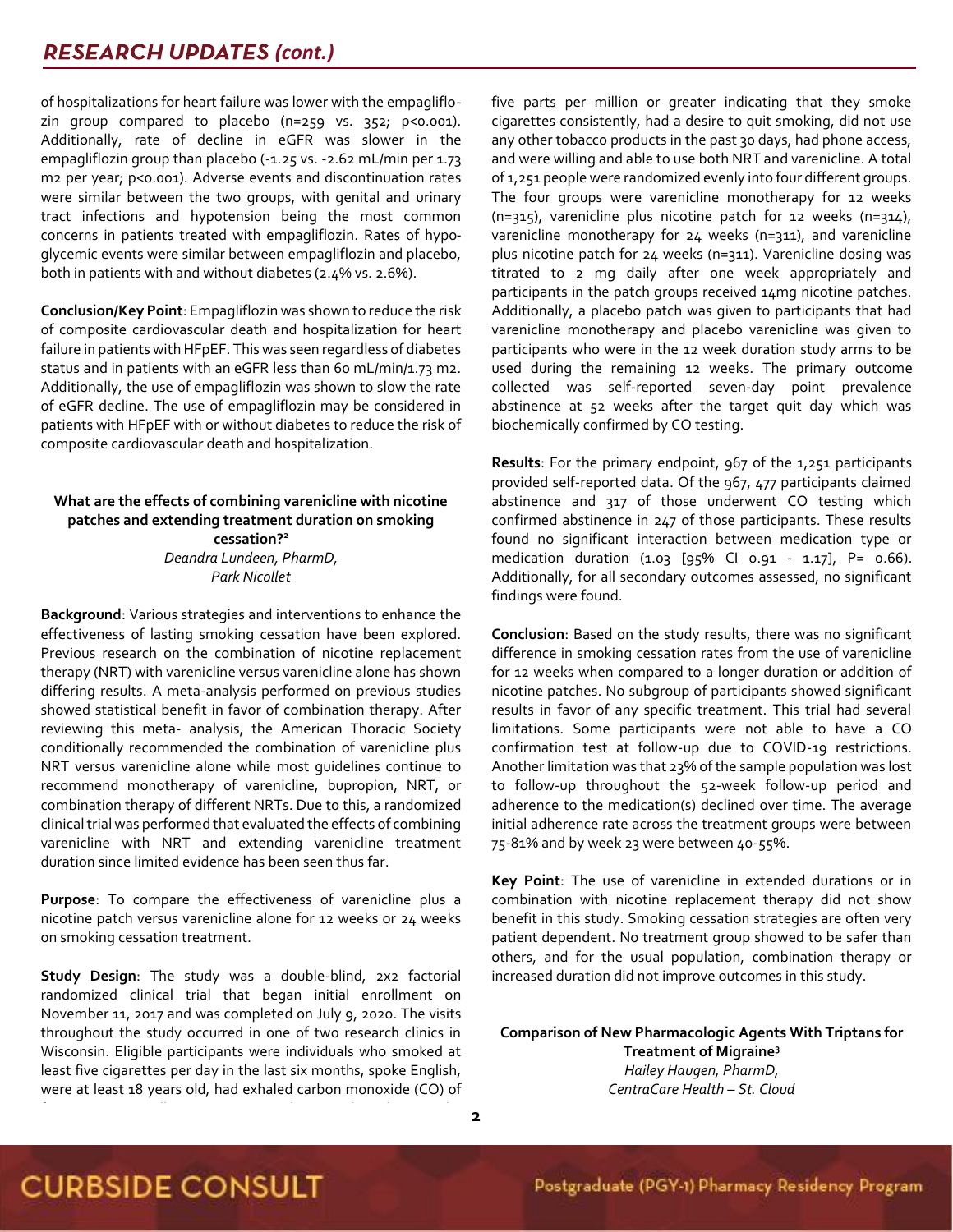of hospitalizations for heart failure was lower with the empagliflozin group compared to placebo (n=259 vs. 352; p<0.001). Additionally, rate of decline in eGFR was slower in the empagliflozin group than placebo (-1.25 vs. -2.62 mL/min per 1.73 m2 per year; p<0.001). Adverse events and discontinuation rates were similar between the two groups, with genital and urinary tract infections and hypotension being the most common concerns in patients treated with empagliflozin. Rates of hypoglycemic events were similar between empagliflozin and placebo, both in patients with and without diabetes (2.4% vs. 2.6%).

**Conclusion/Key Point**: Empagliflozin was shown to reduce the risk of composite cardiovascular death and hospitalization for heart failure in patients with HFpEF. This was seen regardless of diabetes status and in patients with an eGFR less than 60 mL/min/1.73 m2. Additionally, the use of empagliflozin was shown to slow the rate of eGFR decline. The use of empagliflozin may be considered in patients with HFpEF with or without diabetes to reduce the risk of composite cardiovascular death and hospitalization.

### What are the effects of combining varenicline with nicotine patches and extending treatment duration on smoking cessation?[2]

*Deandra Lundeen, PharmD,*
*Park Nicollet*

**Background**: Various strategies and interventions to enhance the effectiveness of lasting smoking cessation have been explored. Previous research on the combination of nicotine replacement therapy (NRT) with varenicline versus varenicline alone has shown differing results. A meta-analysis performed on previous studies showed statistical benefit in favor of combination therapy. After reviewing this meta- analysis, the American Thoracic Society conditionally recommended the combination of varenicline plus NRT versus varenicline alone while most guidelines continue to recommend monotherapy of varenicline, bupropion, NRT, or combination therapy of different NRTs. Due to this, a randomized clinical trial was performed that evaluated the effects of combining varenicline with NRT and extending varenicline treatment duration since limited evidence has been seen thus far.

**Purpose**: To compare the effectiveness of varenicline plus a nicotine patch versus varenicline alone for 12 weeks or 24 weeks on smoking cessation treatment.

**Study Design**: The study was a double-blind, 2x2 factorial randomized clinical trial that began initial enrollment on November 11, 2017 and was completed on July 9, 2020. The visits throughout the study occurred in one of two research clinics in Wisconsin. Eligible participants were individuals who smoked at least five cigarettes per day in the last six months, spoke English, were at least 18 years old, had exhaled carbon monoxide (CO) of five parts per million or greater indicating that they smoke cigarettes consistently, had a desire to quit smoking, did not use any other tobacco products in the past 30 days, had phone access, and were willing and able to use both NRT and varenicline. A total of 1,251 people were randomized evenly into four different groups. The four groups were varenicline monotherapy for 12 weeks (n=315), varenicline plus nicotine patch for 12 weeks (n=314), varenicline monotherapy for 24 weeks (n=311), and varenicline plus nicotine patch for 24 weeks (n=311). Varenicline dosing was titrated to 2 mg daily after one week appropriately and participants in the patch groups received 14mg nicotine patches. Additionally, a placebo patch was given to participants that had varenicline monotherapy and placebo varenicline was given to participants who were in the 12 week duration study arms to be used during the remaining 12 weeks. The primary outcome collected was self-reported seven-day point prevalence abstinence at 52 weeks after the target quit day which was biochemically confirmed by CO testing.

**Results**: For the primary endpoint, 967 of the 1,251 participants provided self-reported data. Of the 967, 477 participants claimed abstinence and 317 of those underwent CO testing which confirmed abstinence in 247 of those participants. These results found no significant interaction between medication type or medication duration (1.03 [95% CI 0.91 - 1.17], P= 0.66). Additionally, for all secondary outcomes assessed, no significant findings were found.

**Conclusion**: Based on the study results, there was no significant difference in smoking cessation rates from the use of varenicline for 12 weeks when compared to a longer duration or addition of nicotine patches. No subgroup of participants showed significant results in favor of any specific treatment. This trial had several limitations. Some participants were not able to have a CO confirmation test at follow-up due to COVID-19 restrictions. Another limitation was that 23% of the sample population was lost to follow-up throughout the 52-week follow-up period and adherence to the medication(s) declined over time. The average initial adherence rate across the treatment groups were between 75-81% and by week 23 were between 40-55%.

**Key Point**: The use of varenicline in extended durations or in combination with nicotine replacement therapy did not show benefit in this study. Smoking cessation strategies are often very patient dependent. No treatment group showed to be safer than others, and for the usual population, combination therapy or increased duration did not improve outcomes in this study.

### Comparison of New Pharmacologic Agents With Triptans for Treatment of Migraine[3]

*Hailey Haugen, PharmD,*
*CentraCare Health – St. Cloud*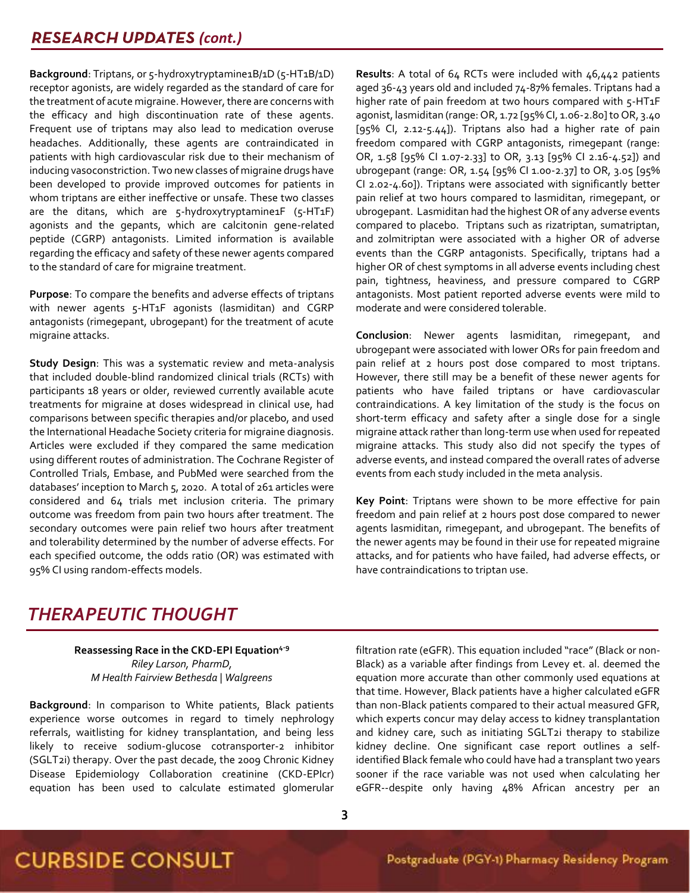## RESEARCH UPDATES (cont.)

**Background**: Triptans, or 5-hydroxytryptamine1B/1D (5-HT1B/1D) receptor agonists, are widely regarded as the standard of care for the treatment of acute migraine. However, there are concerns with the efficacy and high discontinuation rate of these agents. Frequent use of triptans may also lead to medication overuse headaches. Additionally, these agents are contraindicated in patients with high cardiovascular risk due to their mechanism of inducing vasoconstriction. Two new classes of migraine drugs have been developed to provide improved outcomes for patients in whom triptans are either ineffective or unsafe. These two classes are the ditans, which are 5-hydroxytryptamine1F (5-HT1F) agonists and the gepants, which are calcitonin gene-related peptide (CGRP) antagonists. Limited information is available regarding the efficacy and safety of these newer agents compared to the standard of care for migraine treatment.

**Purpose**: To compare the benefits and adverse effects of triptans with newer agents 5-HT1F agonists (lasmiditan) and CGRP antagonists (rimegepant, ubrogepant) for the treatment of acute migraine attacks.

**Study Design**: This was a systematic review and meta-analysis that included double-blind randomized clinical trials (RCTs) with participants 18 years or older, reviewed currently available acute treatments for migraine at doses widespread in clinical use, had comparisons between specific therapies and/or placebo, and used the International Headache Society criteria for migraine diagnosis. Articles were excluded if they compared the same medication using different routes of administration. The Cochrane Register of Controlled Trials, Embase, and PubMed were searched from the databases' inception to March 5, 2020. A total of 261 articles were considered and 64 trials met inclusion criteria. The primary outcome was freedom from pain two hours after treatment. The secondary outcomes were pain relief two hours after treatment and tolerability determined by the number of adverse effects. For each specified outcome, the odds ratio (OR) was estimated with 95% CI using random-effects models.

**Results**: A total of 64 RCTs were included with 46,442 patients aged 36-43 years old and included 74-87% females. Triptans had a higher rate of pain freedom at two hours compared with 5-HT1F agonist, lasmiditan (range: OR, 1.72 [95% CI, 1.06-2.80] to OR, 3.40 [95% CI, 2.12-5.44]). Triptans also had a higher rate of pain freedom compared with CGRP antagonists, rimegepant (range: OR, 1.58 [95% CI 1.07-2.33] to OR, 3.13 [95% CI 2.16-4.52]) and ubrogepant (range: OR, 1.54 [95% CI 1.00-2.37] to OR, 3.05 [95% CI 2.02-4.60]). Triptans were associated with significantly better pain relief at two hours compared to lasmiditan, rimegepant, or ubrogepant. Lasmiditan had the highest OR of any adverse events compared to placebo. Triptans such as rizatriptan, sumatriptan, and zolmitriptan were associated with a higher OR of adverse events than the CGRP antagonists. Specifically, triptans had a higher OR of chest symptoms in all adverse events including chest pain, tightness, heaviness, and pressure compared to CGRP antagonists. Most patient reported adverse events were mild to moderate and were considered tolerable.

**Conclusion**: Newer agents lasmiditan, rimegepant, and ubrogepant were associated with lower ORs for pain freedom and pain relief at 2 hours post dose compared to most triptans. However, there still may be a benefit of these newer agents for patients who have failed triptans or have cardiovascular contraindications. A key limitation of the study is the focus on short-term efficacy and safety after a single dose for a single migraine attack rather than long-term use when used for repeated migraine attacks. This study also did not specify the types of adverse events, and instead compared the overall rates of adverse events from each study included in the meta analysis.

**Key Point**: Triptans were shown to be more effective for pain freedom and pain relief at 2 hours post dose compared to newer agents lasmiditan, rimegepant, and ubrogepant. The benefits of the newer agents may be found in their use for repeated migraine attacks, and for patients who have failed, had adverse effects, or have contraindications to triptan use.

## THERAPEUTIC THOUGHT

**Reassessing Race in the CKD-EPI Equation**[4-9]
*Riley Larson, PharmD,*
*M Health Fairview Bethesda | Walgreens*

**Background**: In comparison to White patients, Black patients experience worse outcomes in regard to timely nephrology referrals, waitlisting for kidney transplantation, and being less likely to receive sodium-glucose cotransporter-2 inhibitor (SGLT2i) therapy. Over the past decade, the 2009 Chronic Kidney Disease Epidemiology Collaboration creatinine (CKD-EPIcr) equation has been used to calculate estimated glomerular filtration rate (eGFR). This equation included "race" (Black or non-Black) as a variable after findings from Levey et. al. deemed the equation more accurate than other commonly used equations at that time. However, Black patients have a higher calculated eGFR than non-Black patients compared to their actual measured GFR, which experts concur may delay access to kidney transplantation and kidney care, such as initiating SGLT2i therapy to stabilize kidney decline. One significant case report outlines a self-identified Black female who could have had a transplant two years sooner if the race variable was not used when calculating her eGFR--despite only having 48% African ancestry per an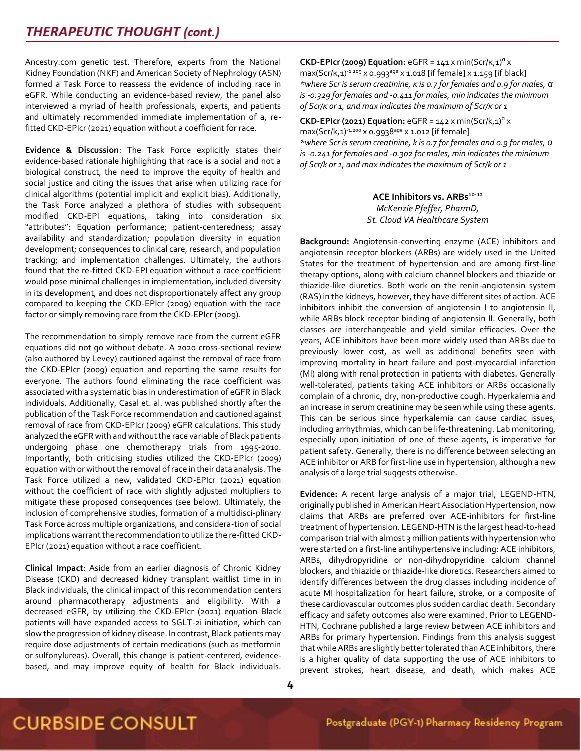## THERAPEUTIC THOUGHT (cont.)

Ancestry.com genetic test. Therefore, experts from the National Kidney Foundation (NKF) and American Society of Nephrology (ASN) formed a Task Force to reassess the evidence of including race in eGFR. While conducting an evidence-based review, the panel also interviewed a myriad of health professionals, experts, and patients and ultimately recommended immediate implementation of a, re-fitted CKD-EPIcr (2021) equation without a coefficient for race.

**Evidence & Discussion**: The Task Force explicitly states their evidence-based rationale highlighting that race is a social and not a biological construct, the need to improve the equity of health and social justice and citing the issues that arise when utilizing race for clinical algorithms (potential implicit and explicit bias). Additionally, the Task Force analyzed a plethora of studies with subsequent modified CKD-EPI equations, taking into consideration six "attributes": Equation performance; patient-centeredness; assay availability and standardization; population diversity in equation development; consequences to clinical care, research, and population tracking; and implementation challenges. Ultimately, the authors found that the re-fitted CKD-EPI equation without a race coefficient would pose minimal challenges in implementation, included diversity in its development, and does not disproportionately affect any group compared to keeping the CKD-EPIcr (2009) equation with the race factor or simply removing race from the CKD-EPIcr (2009).

The recommendation to simply remove race from the current eGFR equations did not go without debate. A 2020 cross-sectional review (also authored by Levey) cautioned against the removal of race from the CKD-EPIcr (2009) equation and reporting the same results for everyone. The authors found eliminating the race coefficient was associated with a systematic bias in underestimation of eGFR in Black individuals. Additionally, Casal et. al. was published shortly after the publication of the Task Force recommendation and cautioned against removal of race from CKD-EPIcr (2009) eGFR calculations. This study analyzed the eGFR with and without the race variable of Black patients undergoing phase one chemotherapy trials from 1995-2010. Importantly, both criticising studies utilized the CKD-EPIcr (2009) equation with or without the removal of race in their data analysis. The Task Force utilized a new, validated CKD-EPIcr (2021) equation without the coefficient of race with slightly adjusted multipliers to mitigate these proposed consequences (see below). Ultimately, the inclusion of comprehensive studies, formation of a multidisci-plinary Task Force across multiple organizations, and considera-tion of social implications warrant the recommendation to utilize the re-fitted CKD-EPIcr (2021) equation without a race coefficient.

**Clinical Impact**: Aside from an earlier diagnosis of Chronic Kidney Disease (CKD) and decreased kidney transplant waitlist time in in Black individuals, the clinical impact of this recommendation centers around pharmacotherapy adjustments and eligibility. With a decreased eGFR, by utilizing the CKD-EPIcr (2021) equation Black patients will have expanded access to SGLT-2i initiation, which can slow the progression of kidney disease. In contrast, Black patients may require dose adjustments of certain medications (such as metformin or sulfonylureas). Overall, this change is patient-centered, evidence-based, and may improve equity of health for Black individuals.

**CKD-EPIcr (2009) Equation:** $eGFR = 141 \times \min(Scr/\kappa, 1)^{\alpha} \times \max(Scr/\kappa, 1)^{-1.209} \times 0.993^{age} \times 1.018$ [if female] $\times 1.159$ [if black]
*where Scr is serum creatinine, κ is 0.7 for females and 0.9 for males, α is -0.329 for females and -0.411 for males, min indicates the minimum of Scr/κ or 1, and max indicates the maximum of Scr/κ or 1*

**CKD-EPIcr (2021) Equation:** $eGFR = 142 \times \min(Scr/k, 1)^{\alpha} \times \max(Scr/k, 1)^{-1.200} \times 0.9938^{age} \times 1.012$ [if female]
*where Scr is serum creatinine, k is 0.7 for females and 0.9 for males, α is -0.241 for females and -0.302 for males, min indicates the minimum of Scr/k or 1, and max indicates the maximum of Scr/k or 1*

### ACE Inhibitors vs. ARBs[10-12]

*McKenzie Pfeffer, PharmD,*
*St. Cloud VA Healthcare System*

**Background:** Angiotensin-converting enzyme (ACE) inhibitors and angiotensin receptor blockers (ARBs) are widely used in the United States for the treatment of hypertension and are among first-line therapy options, along with calcium channel blockers and thiazide or thiazide-like diuretics. Both work on the renin-angiotensin system (RAS) in the kidneys, however, they have different sites of action. ACE inhibitors inhibit the conversion of angiotensin I to angiotensin II, while ARBs block receptor binding of angiotensin II. Generally, both classes are interchangeable and yield similar efficacies. Over the years, ACE inhibitors have been more widely used than ARBs due to previously lower cost, as well as additional benefits seen with improving mortality in heart failure and post-myocardial infarction (MI) along with renal protection in patients with diabetes. Generally well-tolerated, patients taking ACE inhibitors or ARBs occasionally complain of a chronic, dry, non-productive cough. Hyperkalemia and an increase in serum creatinine may be seen while using these agents. This can be serious since hyperkalemia can cause cardiac issues, including arrhythmias, which can be life-threatening. Lab monitoring, especially upon initiation of one of these agents, is imperative for patient safety. Generally, there is no difference between selecting an ACE inhibitor or ARB for first-line use in hypertension, although a new analysis of a large trial suggests otherwise.

**Evidence:** A recent large analysis of a major trial, LEGEND-HTN, originally published in American Heart Association Hypertension, now claims that ARBs are preferred over ACE-inhibitors for first-line treatment of hypertension. LEGEND-HTN is the largest head-to-head comparison trial with almost 3 million patients with hypertension who were started on a first-line antihypertensive including: ACE inhibitors, ARBs, dihydropyridine or non-dihydropyridine calcium channel blockers, and thiazide or thiazide-like diuretics. Researchers aimed to identify differences between the drug classes including incidence of acute MI hospitalization for heart failure, stroke, or a composite of these cardiovascular outcomes plus sudden cardiac death. Secondary efficacy and safety outcomes also were examined. Prior to LEGEND-HTN, Cochrane published a large review between ACE inhibitors and ARBs for primary hypertension. Findings from this analysis suggest that while ARBs are slightly better tolerated than ACE inhibitors, there is a higher quality of data supporting the use of ACE inhibitors to prevent strokes, heart disease, and death, which makes ACE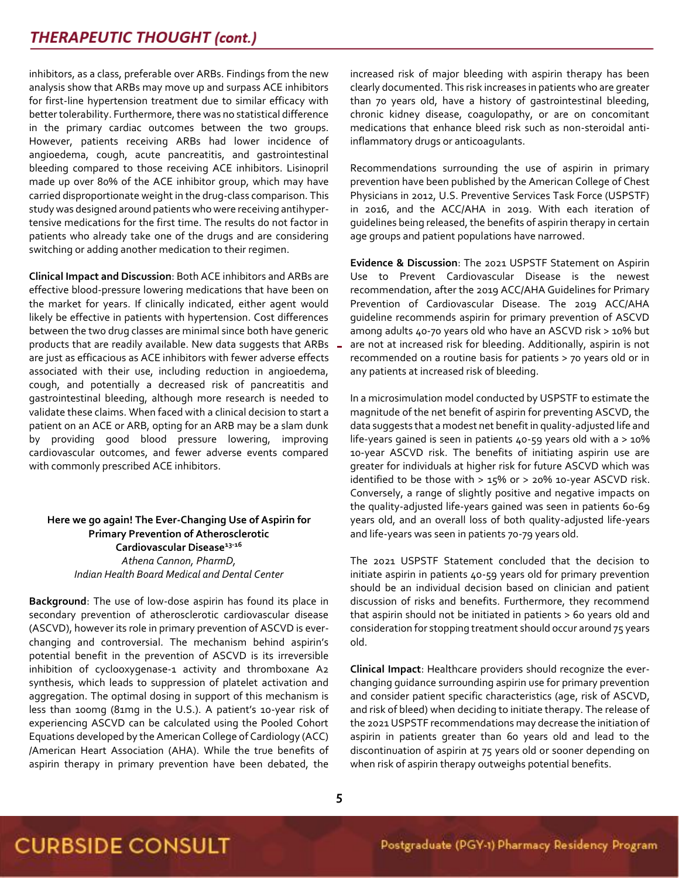inhibitors, as a class, preferable over ARBs. Findings from the new analysis show that ARBs may move up and surpass ACE inhibitors for first-line hypertension treatment due to similar efficacy with better tolerability. Furthermore, there was no statistical difference in the primary cardiac outcomes between the two groups. However, patients receiving ARBs had lower incidence of angioedema, cough, acute pancreatitis, and gastrointestinal bleeding compared to those receiving ACE inhibitors. Lisinopril made up over 80% of the ACE inhibitor group, which may have carried disproportionate weight in the drug-class comparison. This study was designed around patients who were receiving antihypertensive medications for the first time. The results do not factor in patients who already take one of the drugs and are considering switching or adding another medication to their regimen.

**Clinical Impact and Discussion**: Both ACE inhibitors and ARBs are effective blood-pressure lowering medications that have been on the market for years. If clinically indicated, either agent would likely be effective in patients with hypertension. Cost differences between the two drug classes are minimal since both have generic products that are readily available. New data suggests that ARBs are just as efficacious as ACE inhibitors with fewer adverse effects associated with their use, including reduction in angioedema, cough, and potentially a decreased risk of pancreatitis and gastrointestinal bleeding, although more research is needed to validate these claims. When faced with a clinical decision to start a patient on an ACE or ARB, opting for an ARB may be a slam dunk by providing good blood pressure lowering, improving cardiovascular outcomes, and fewer adverse events compared with commonly prescribed ACE inhibitors.

### Here we go again! The Ever-Changing Use of Aspirin for Primary Prevention of Atherosclerotic Cardiovascular Disease[13-16]

*Athena Cannon, PharmD,*
*Indian Health Board Medical and Dental Center*

**Background**: The use of low-dose aspirin has found its place in secondary prevention of atherosclerotic cardiovascular disease (ASCVD), however its role in primary prevention of ASCVD is ever-changing and controversial. The mechanism behind aspirin's potential benefit in the prevention of ASCVD is its irreversible inhibition of cyclooxygenase-1 activity and thromboxane A2 synthesis, which leads to suppression of platelet activation and aggregation. The optimal dosing in support of this mechanism is less than 100mg (81mg in the U.S.). A patient's 10-year risk of experiencing ASCVD can be calculated using the Pooled Cohort Equations developed by the American College of Cardiology (ACC) /American Heart Association (AHA). While the true benefits of aspirin therapy in primary prevention have been debated, the increased risk of major bleeding with aspirin therapy has been clearly documented. This risk increases in patients who are greater than 70 years old, have a history of gastrointestinal bleeding, chronic kidney disease, coagulopathy, or are on concomitant medications that enhance bleed risk such as non-steroidal anti-inflammatory drugs or anticoagulants.

Recommendations surrounding the use of aspirin in primary prevention have been published by the American College of Chest Physicians in 2012, U.S. Preventive Services Task Force (USPSTF) in 2016, and the ACC/AHA in 2019. With each iteration of guidelines being released, the benefits of aspirin therapy in certain age groups and patient populations have narrowed.

**Evidence & Discussion**: The 2021 USPSTF Statement on Aspirin Use to Prevent Cardiovascular Disease is the newest recommendation, after the 2019 ACC/AHA Guidelines for Primary Prevention of Cardiovascular Disease. The 2019 ACC/AHA guideline recommends aspirin for primary prevention of ASCVD among adults 40-70 years old who have an ASCVD risk > 10% but are not at increased risk for bleeding. Additionally, aspirin is not recommended on a routine basis for patients > 70 years old or in any patients at increased risk of bleeding.

In a microsimulation model conducted by USPSTF to estimate the magnitude of the net benefit of aspirin for preventing ASCVD, the data suggests that a modest net benefit in quality-adjusted life and life-years gained is seen in patients 40-59 years old with a > 10% 10-year ASCVD risk. The benefits of initiating aspirin use are greater for individuals at higher risk for future ASCVD which was identified to be those with > 15% or > 20% 10-year ASCVD risk. Conversely, a range of slightly positive and negative impacts on the quality-adjusted life-years gained was seen in patients 60-69 years old, and an overall loss of both quality-adjusted life-years and life-years was seen in patients 70-79 years old.

The 2021 USPSTF Statement concluded that the decision to initiate aspirin in patients 40-59 years old for primary prevention should be an individual decision based on clinician and patient discussion of risks and benefits. Furthermore, they recommend that aspirin should not be initiated in patients > 60 years old and consideration for stopping treatment should occur around 75 years old.

**Clinical Impact**: Healthcare providers should recognize the ever-changing guidance surrounding aspirin use for primary prevention and consider patient specific characteristics (age, risk of ASCVD, and risk of bleed) when deciding to initiate therapy. The release of the 2021 USPSTF recommendations may decrease the initiation of aspirin in patients greater than 60 years old and lead to the discontinuation of aspirin at 75 years old or sooner depending on when risk of aspirin therapy outweighs potential benefits.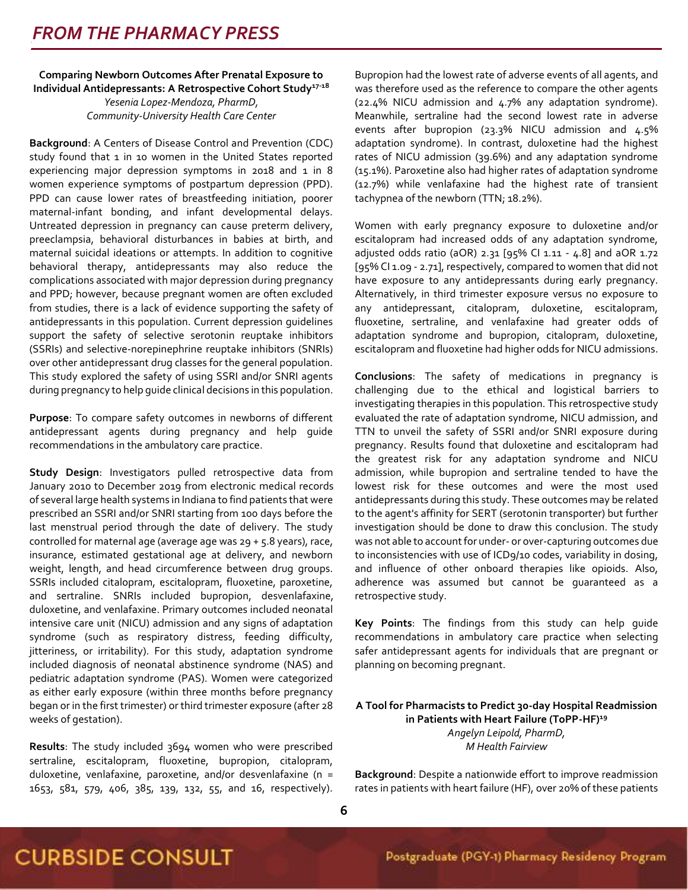# FROM THE PHARMACY PRESS

**Comparing Newborn Outcomes After Prenatal Exposure to Individual Antidepressants: A Retrospective Cohort Study[17-18]**
*Yesenia Lopez-Mendoza, PharmD,*
*Community-University Health Care Center*

**Background**: A Centers of Disease Control and Prevention (CDC) study found that 1 in 10 women in the United States reported experiencing major depression symptoms in 2018 and 1 in 8 women experience symptoms of postpartum depression (PPD). PPD can cause lower rates of breastfeeding initiation, poorer maternal-infant bonding, and infant developmental delays. Untreated depression in pregnancy can cause preterm delivery, preeclampsia, behavioral disturbances in babies at birth, and maternal suicidal ideations or attempts. In addition to cognitive behavioral therapy, antidepressants may also reduce the complications associated with major depression during pregnancy and PPD; however, because pregnant women are often excluded from studies, there is a lack of evidence supporting the safety of antidepressants in this population. Current depression guidelines support the safety of selective serotonin reuptake inhibitors (SSRIs) and selective-norepinephrine reuptake inhibitors (SNRIs) over other antidepressant drug classes for the general population. This study explored the safety of using SSRI and/or SNRI agents during pregnancy to help guide clinical decisions in this population.

**Purpose**: To compare safety outcomes in newborns of different antidepressant agents during pregnancy and help guide recommendations in the ambulatory care practice.

**Study Design**: Investigators pulled retrospective data from January 2010 to December 2019 from electronic medical records of several large health systems in Indiana to find patients that were prescribed an SSRI and/or SNRI starting from 100 days before the last menstrual period through the date of delivery. The study controlled for maternal age (average age was 29 + 5.8 years), race, insurance, estimated gestational age at delivery, and newborn weight, length, and head circumference between drug groups. SSRIs included citalopram, escitalopram, fluoxetine, paroxetine, and sertraline. SNRIs included bupropion, desvenlafaxine, duloxetine, and venlafaxine. Primary outcomes included neonatal intensive care unit (NICU) admission and any signs of adaptation syndrome (such as respiratory distress, feeding difficulty, jitteriness, or irritability). For this study, adaptation syndrome included diagnosis of neonatal abstinence syndrome (NAS) and pediatric adaptation syndrome (PAS). Women were categorized as either early exposure (within three months before pregnancy began or in the first trimester) or third trimester exposure (after 28 weeks of gestation).

**Results**: The study included 3694 women who were prescribed sertraline, escitalopram, fluoxetine, bupropion, citalopram, duloxetine, venlafaxine, paroxetine, and/or desvenlafaxine (n = 1653, 581, 579, 406, 385, 139, 132, 55, and 16, respectively). Bupropion had the lowest rate of adverse events of all agents, and was therefore used as the reference to compare the other agents (22.4% NICU admission and 4.7% any adaptation syndrome). Meanwhile, sertraline had the second lowest rate in adverse events after bupropion (23.3% NICU admission and 4.5% adaptation syndrome). In contrast, duloxetine had the highest rates of NICU admission (39.6%) and any adaptation syndrome (15.1%). Paroxetine also had higher rates of adaptation syndrome (12.7%) while venlafaxine had the highest rate of transient tachypnea of the newborn (TTN; 18.2%).

Women with early pregnancy exposure to duloxetine and/or escitalopram had increased odds of any adaptation syndrome, adjusted odds ratio (aOR) 2.31 [95% CI 1.11 - 4.8] and aOR 1.72 [95% CI 1.09 - 2.71], respectively, compared to women that did not have exposure to any antidepressants during early pregnancy. Alternatively, in third trimester exposure versus no exposure to any antidepressant, citalopram, duloxetine, escitalopram, fluoxetine, sertraline, and venlafaxine had greater odds of adaptation syndrome and bupropion, citalopram, duloxetine, escitalopram and fluoxetine had higher odds for NICU admissions.

**Conclusions**: The safety of medications in pregnancy is challenging due to the ethical and logistical barriers to investigating therapies in this population. This retrospective study evaluated the rate of adaptation syndrome, NICU admission, and TTN to unveil the safety of SSRI and/or SNRI exposure during pregnancy. Results found that duloxetine and escitalopram had the greatest risk for any adaptation syndrome and NICU admission, while bupropion and sertraline tended to have the lowest risk for these outcomes and were the most used antidepressants during this study. These outcomes may be related to the agent's affinity for SERT (serotonin transporter) but further investigation should be done to draw this conclusion. The study was not able to account for under- or over-capturing outcomes due to inconsistencies with use of ICD9/10 codes, variability in dosing, and influence of other onboard therapies like opioids. Also, adherence was assumed but cannot be guaranteed as a retrospective study.

**Key Points**: The findings from this study can help guide recommendations in ambulatory care practice when selecting safer antidepressant agents for individuals that are pregnant or planning on becoming pregnant.

**A Tool for Pharmacists to Predict 30-day Hospital Readmission in Patients with Heart Failure (ToPP-HF)[19]**
*Angelyn Leipold, PharmD,*
*M Health Fairview*

**Background**: Despite a nationwide effort to improve readmission rates in patients with heart failure (HF), over 20% of these patients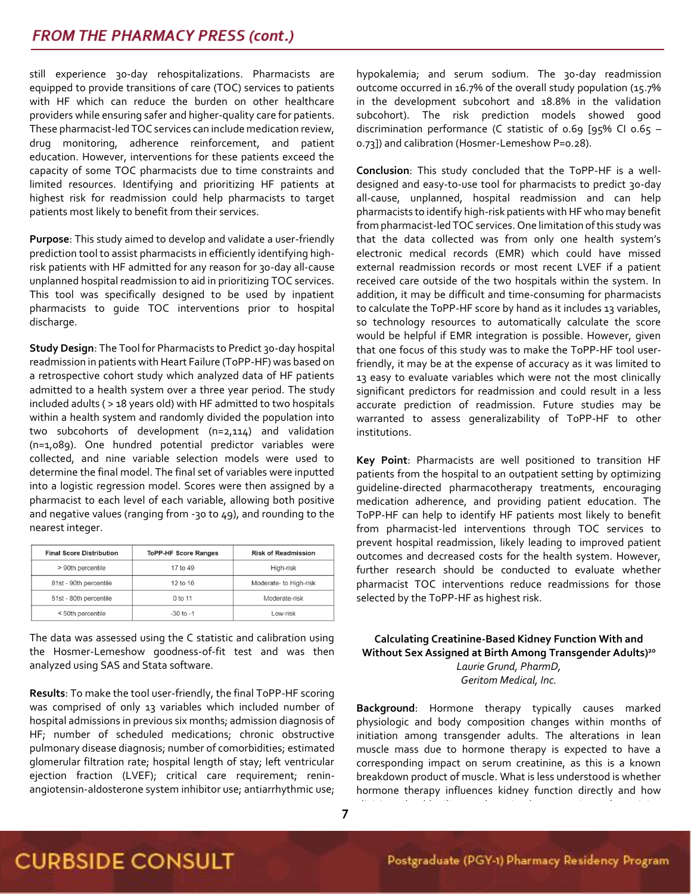still experience 30-day rehospitalizations. Pharmacists are equipped to provide transitions of care (TOC) services to patients with HF which can reduce the burden on other healthcare providers while ensuring safer and higher-quality care for patients. These pharmacist-led TOC services can include medication review, drug monitoring, adherence reinforcement, and patient education. However, interventions for these patients exceed the capacity of some TOC pharmacists due to time constraints and limited resources. Identifying and prioritizing HF patients at highest risk for readmission could help pharmacists to target patients most likely to benefit from their services.

**Purpose**: This study aimed to develop and validate a user-friendly prediction tool to assist pharmacists in efficiently identifying high-risk patients with HF admitted for any reason for 30-day all-cause unplanned hospital readmission to aid in prioritizing TOC services. This tool was specifically designed to be used by inpatient pharmacists to guide TOC interventions prior to hospital discharge.

**Study Design**: The Tool for Pharmacists to Predict 30-day hospital readmission in patients with Heart Failure (ToPP-HF) was based on a retrospective cohort study which analyzed data of HF patients admitted to a health system over a three year period. The study included adults ( > 18 years old) with HF admitted to two hospitals within a health system and randomly divided the population into two subcohorts of development (n=2,114) and validation (n=1,089). One hundred potential predictor variables were collected, and nine variable selection models were used to determine the final model. The final set of variables were inputted into a logistic regression model. Scores were then assigned by a pharmacist to each level of each variable, allowing both positive and negative values (ranging from -30 to 49), and rounding to the nearest integer.

| Final Score Distribution | ToPP-HF Score Ranges | Risk of Readmission |
|---|---|---|
| > 90th percentile | 17 to 49 | High-risk |
| 81st - 90th percentile | 12 to 16 | Moderate- to High-risk |
| 51st - 80th percentile | 0 to 11 | Moderate-risk |
| < 50th percentile | -30 to -1 | Low-risk |

The data was assessed using the C statistic and calibration using the Hosmer-Lemeshow goodness-of-fit test and was then analyzed using SAS and Stata software.

**Results**: To make the tool user-friendly, the final ToPP-HF scoring was comprised of only 13 variables which included number of hospital admissions in previous six months; admission diagnosis of HF; number of scheduled medications; chronic obstructive pulmonary disease diagnosis; number of comorbidities; estimated glomerular filtration rate; hospital length of stay; left ventricular ejection fraction (LVEF); critical care requirement; renin-angiotensin-aldosterone system inhibitor use; antiarrhythmic use; hypokalemia; and serum sodium. The 30-day readmission outcome occurred in 16.7% of the overall study population (15.7% in the development subcohort and 18.8% in the validation subcohort). The risk prediction models showed good discrimination performance (C statistic of 0.69 [95% CI 0.65 – 0.73]) and calibration (Hosmer-Lemeshow P=0.28).

**Conclusion**: This study concluded that the ToPP-HF is a well-designed and easy-to-use tool for pharmacists to predict 30-day all-cause, unplanned, hospital readmission and can help pharmacists to identify high-risk patients with HF who may benefit from pharmacist-led TOC services. One limitation of this study was that the data collected was from only one health system's electronic medical records (EMR) which could have missed external readmission records or most recent LVEF if a patient received care outside of the two hospitals within the system. In addition, it may be difficult and time-consuming for pharmacists to calculate the ToPP-HF score by hand as it includes 13 variables, so technology resources to automatically calculate the score would be helpful if EMR integration is possible. However, given that one focus of this study was to make the ToPP-HF tool user-friendly, it may be at the expense of accuracy as it was limited to 13 easy to evaluate variables which were not the most clinically significant predictors for readmission and could result in a less accurate prediction of readmission. Future studies may be warranted to assess generalizability of ToPP-HF to other institutions.

**Key Point**: Pharmacists are well positioned to transition HF patients from the hospital to an outpatient setting by optimizing guideline-directed pharmacotherapy treatments, encouraging medication adherence, and providing patient education. The ToPP-HF can help to identify HF patients most likely to benefit from pharmacist-led interventions through TOC services to prevent hospital readmission, likely leading to improved patient outcomes and decreased costs for the health system. However, further research should be conducted to evaluate whether pharmacist TOC interventions reduce readmissions for those selected by the ToPP-HF as highest risk.

### Calculating Creatinine-Based Kidney Function With and Without Sex Assigned at Birth Among Transgender Adults)[20]

*Laurie Grund, PharmD,*
*Geritom Medical, Inc.*

**Background**: Hormone therapy typically causes marked physiologic and body composition changes within months of initiation among transgender adults. The alterations in lean muscle mass due to hormone therapy is expected to have a corresponding impact on serum creatinine, as this is a known breakdown product of muscle. What is less understood is whether hormone therapy influences kidney function directly and how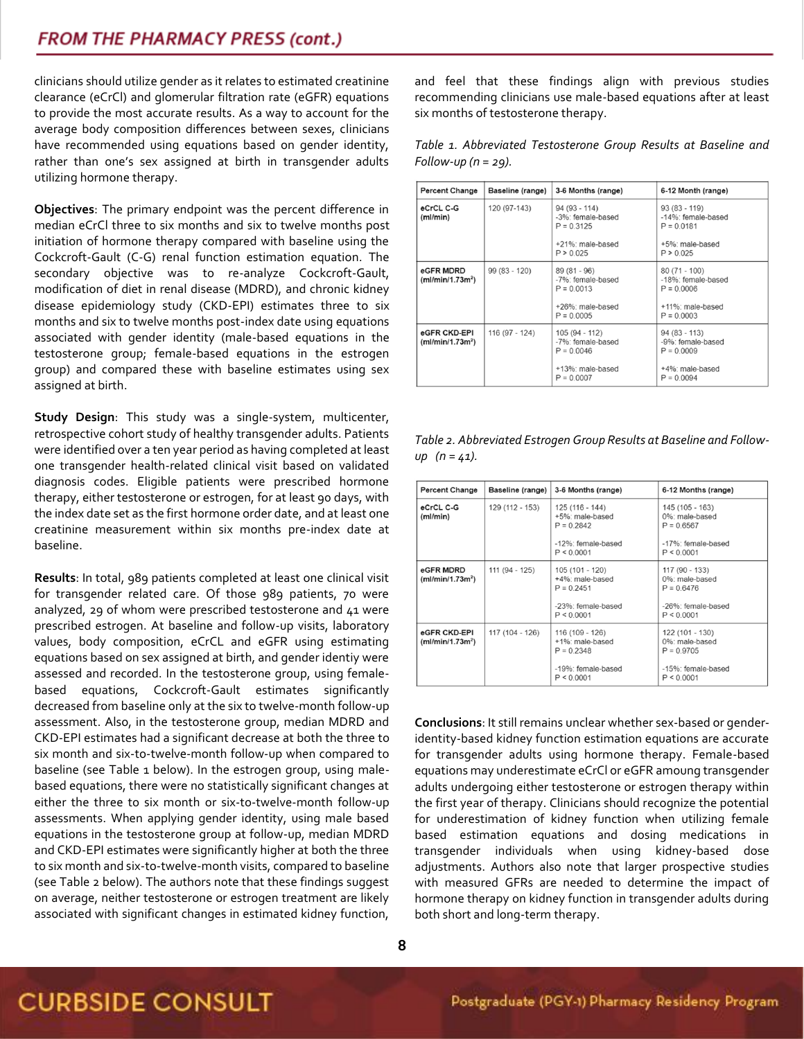clinicians should utilize gender as it relates to estimated creatinine clearance (eCrCl) and glomerular filtration rate (eGFR) equations to provide the most accurate results. As a way to account for the average body composition differences between sexes, clinicians have recommended using equations based on gender identity, rather than one's sex assigned at birth in transgender adults utilizing hormone therapy.

**Objectives**: The primary endpoint was the percent difference in median eCrCl three to six months and six to twelve months post initiation of hormone therapy compared with baseline using the Cockcroft-Gault (C-G) renal function estimation equation. The secondary objective was to re-analyze Cockcroft-Gault, modification of diet in renal disease (MDRD), and chronic kidney disease epidemiology study (CKD-EPI) estimates three to six months and six to twelve months post-index date using equations associated with gender identity (male-based equations in the testosterone group; female-based equations in the estrogen group) and compared these with baseline estimates using sex assigned at birth.

**Study Design**: This study was a single-system, multicenter, retrospective cohort study of healthy transgender adults. Patients were identified over a ten year period as having completed at least one transgender health-related clinical visit based on validated diagnosis codes. Eligible patients were prescribed hormone therapy, either testosterone or estrogen, for at least 90 days, with the index date set as the first hormone order date, and at least one creatinine measurement within six months pre-index date at baseline.

**Results**: In total, 989 patients completed at least one clinical visit for transgender related care. Of those 989 patients, 70 were analyzed, 29 of whom were prescribed testosterone and 41 were prescribed estrogen. At baseline and follow-up visits, laboratory values, body composition, eCrCL and eGFR using estimating equations based on sex assigned at birth, and gender identiy were assessed and recorded. In the testosterone group, using female-based equations, Cockcroft-Gault estimates significantly decreased from baseline only at the six to twelve-month follow-up assessment. Also, in the testosterone group, median MDRD and CKD-EPI estimates had a significant decrease at both the three to six month and six-to-twelve-month follow-up when compared to baseline (see Table 1 below). In the estrogen group, using male-based equations, there were no statistically significant changes at either the three to six month or six-to-twelve-month follow-up assessments. When applying gender identity, using male based equations in the testosterone group at follow-up, median MDRD and CKD-EPI estimates were significantly higher at both the three to six month and six-to-twelve-month visits, compared to baseline (see Table 2 below). The authors note that these findings suggest on average, neither testosterone or estrogen treatment are likely associated with significant changes in estimated kidney function, and feel that these findings align with previous studies recommending clinicians use male-based equations after at least six months of testosterone therapy.

*Table 1. Abbreviated Testosterone Group Results at Baseline and Follow-up (n = 29).*

| Percent Change | Baseline (range) | 3-6 Months (range) | 6-12 Month (range) |
|---|---|---|---|
| eCrCL C-G (ml/min) | 120 (97-143) | 94 (93 - 114)<br>-3%: female-based<br>P = 0.3125<br><br>+21%: male-based<br>P > 0.025 | 93 (83 - 119)<br>-14%: female-based<br>P = 0.0181<br><br>+5%: male-based<br>P > 0.025 |
| eGFR MDRD (ml/min/1.73m²) | 99 (83 - 120) | 89 (81 - 96)<br>-7%: female-based<br>P = 0.0013<br><br>+26%: male-based<br>P = 0.0005 | 80 (71 - 100)<br>-18%: female-based<br>P = 0.0006<br><br>+11%: male-based<br>P = 0.0003 |
| eGFR CKD-EPI (ml/min/1.73m²) | 116 (97 - 124) | 105 (94 - 112)<br>-7%: female-based<br>P = 0.0046<br><br>+13%: male-based<br>P = 0.0007 | 94 (83 - 113)<br>-9%: female-based<br>P = 0.0009<br><br>+4%: male-based<br>P = 0.0094 |

*Table 2. Abbreviated Estrogen Group Results at Baseline and Follow-up (n = 41).*

| Percent Change | Baseline (range) | 3-6 Months (range) | 6-12 Months (range) |
|---|---|---|---|
| eCrCL C-G (ml/min) | 129 (112 - 153) | 125 (116 - 144)<br>+5%: male-based<br>P = 0.2842<br><br>-12%: female-based<br>P < 0.0001 | 145 (105 - 163)<br>0%: male-based<br>P = 0.6567<br><br>-17%: female-based<br>P < 0.0001 |
| eGFR MDRD (ml/min/1.73m²) | 111 (94 - 125) | 105 (101 - 120)<br>+4%: male-based<br>P = 0.2451<br><br>-23%: female-based<br>P < 0.0001 | 117 (90 - 133)<br>0%: male-based<br>P = 0.6476<br><br>-26%: female-based<br>P < 0.0001 |
| eGFR CKD-EPI (ml/min/1.73m²) | 117 (104 - 126) | 116 (109 - 126)<br>+1%: male-based<br>P = 0.2348<br><br>-19%: female-based<br>P < 0.0001 | 122 (101 - 130)<br>0%: male-based<br>P = 0.9705<br><br>-15%: female-based<br>P < 0.0001 |

**Conclusions**: It still remains unclear whether sex-based or gender-identity-based kidney function estimation equations are accurate for transgender adults using hormone therapy. Female-based equations may underestimate eCrCl or eGFR amoung transgender adults undergoing either testosterone or estrogen therapy within the first year of therapy. Clinicians should recognize the potential for underestimation of kidney function when utilizing female based estimation equations and dosing medications in transgender individuals when using kidney-based dose adjustments. Authors also note that larger prospective studies with measured GFRs are needed to determine the impact of hormone therapy on kidney function in transgender adults during both short and long-term therapy.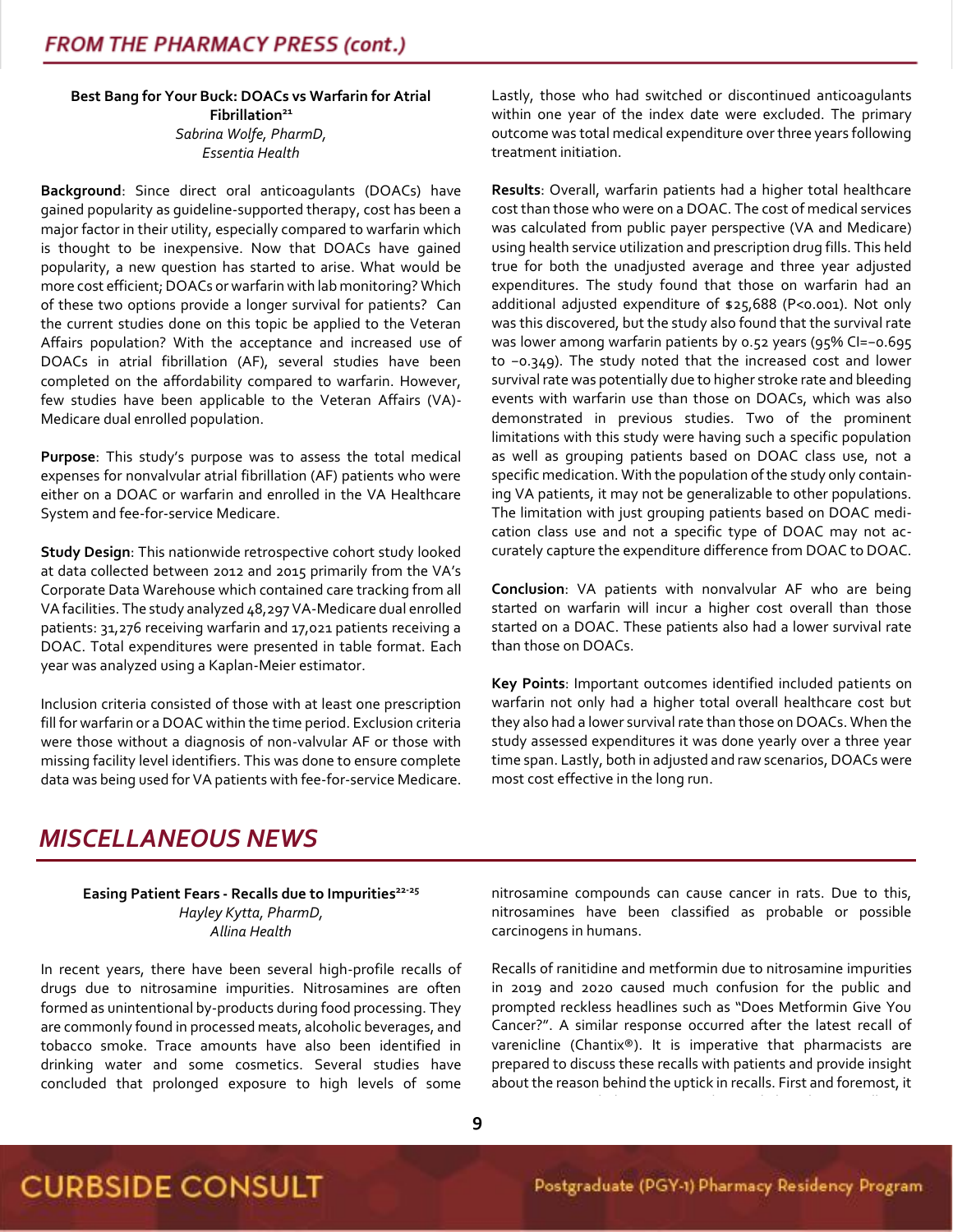## FROM THE PHARMACY PRESS (cont.)

**Best Bang for Your Buck: DOACs vs Warfarin for Atrial Fibrillation[21]**
*Sabrina Wolfe, PharmD,*
*Essentia Health*

**Background**: Since direct oral anticoagulants (DOACs) have gained popularity as guideline-supported therapy, cost has been a major factor in their utility, especially compared to warfarin which is thought to be inexpensive. Now that DOACs have gained popularity, a new question has started to arise. What would be more cost efficient; DOACs or warfarin with lab monitoring? Which of these two options provide a longer survival for patients? Can the current studies done on this topic be applied to the Veteran Affairs population? With the acceptance and increased use of DOACs in atrial fibrillation (AF), several studies have been completed on the affordability compared to warfarin. However, few studies have been applicable to the Veteran Affairs (VA)-Medicare dual enrolled population.

**Purpose**: This study's purpose was to assess the total medical expenses for nonvalvular atrial fibrillation (AF) patients who were either on a DOAC or warfarin and enrolled in the VA Healthcare System and fee-for-service Medicare.

**Study Design**: This nationwide retrospective cohort study looked at data collected between 2012 and 2015 primarily from the VA's Corporate Data Warehouse which contained care tracking from all VA facilities. The study analyzed 48,297 VA-Medicare dual enrolled patients: 31,276 receiving warfarin and 17,021 patients receiving a DOAC. Total expenditures were presented in table format. Each year was analyzed using a Kaplan-Meier estimator.

Inclusion criteria consisted of those with at least one prescription fill for warfarin or a DOAC within the time period. Exclusion criteria were those without a diagnosis of non-valvular AF or those with missing facility level identifiers. This was done to ensure complete data was being used for VA patients with fee-for-service Medicare. Lastly, those who had switched or discontinued anticoagulants within one year of the index date were excluded. The primary outcome was total medical expenditure over three years following treatment initiation.

**Results**: Overall, warfarin patients had a higher total healthcare cost than those who were on a DOAC. The cost of medical services was calculated from public payer perspective (VA and Medicare) using health service utilization and prescription drug fills. This held true for both the unadjusted average and three year adjusted expenditures. The study found that those on warfarin had an additional adjusted expenditure of \$25,688 ($P<0.001$). Not only was this discovered, but the study also found that the survival rate was lower among warfarin patients by 0.52 years (95% CI=−0.695 to −0.349). The study noted that the increased cost and lower survival rate was potentially due to higher stroke rate and bleeding events with warfarin use than those on DOACs, which was also demonstrated in previous studies. Two of the prominent limitations with this study were having such a specific population as well as grouping patients based on DOAC class use, not a specific medication. With the population of the study only containing VA patients, it may not be generalizable to other populations. The limitation with just grouping patients based on DOAC medication class use and not a specific type of DOAC may not accurately capture the expenditure difference from DOAC to DOAC.

**Conclusion**: VA patients with nonvalvular AF who are being started on warfarin will incur a higher cost overall than those started on a DOAC. These patients also had a lower survival rate than those on DOACs.

**Key Points**: Important outcomes identified included patients on warfarin not only had a higher total overall healthcare cost but they also had a lower survival rate than those on DOACs. When the study assessed expenditures it was done yearly over a three year time span. Lastly, both in adjusted and raw scenarios, DOACs were most cost effective in the long run.

## MISCELLANEOUS NEWS

**Easing Patient Fears - Recalls due to Impurities[22-25]**
*Hayley Kytta, PharmD,*
*Allina Health*

In recent years, there have been several high-profile recalls of drugs due to nitrosamine impurities. Nitrosamines are often formed as unintentional by-products during food processing. They are commonly found in processed meats, alcoholic beverages, and tobacco smoke. Trace amounts have also been identified in drinking water and some cosmetics. Several studies have concluded that prolonged exposure to high levels of some nitrosamine compounds can cause cancer in rats. Due to this, nitrosamines have been classified as probable or possible carcinogens in humans.

Recalls of ranitidine and metformin due to nitrosamine impurities in 2019 and 2020 caused much confusion for the public and prompted reckless headlines such as "Does Metformin Give You Cancer?". A similar response occurred after the latest recall of varenicline (Chantix®). It is imperative that pharmacists are prepared to discuss these recalls with patients and provide insight about the reason behind the uptick in recalls. First and foremost, it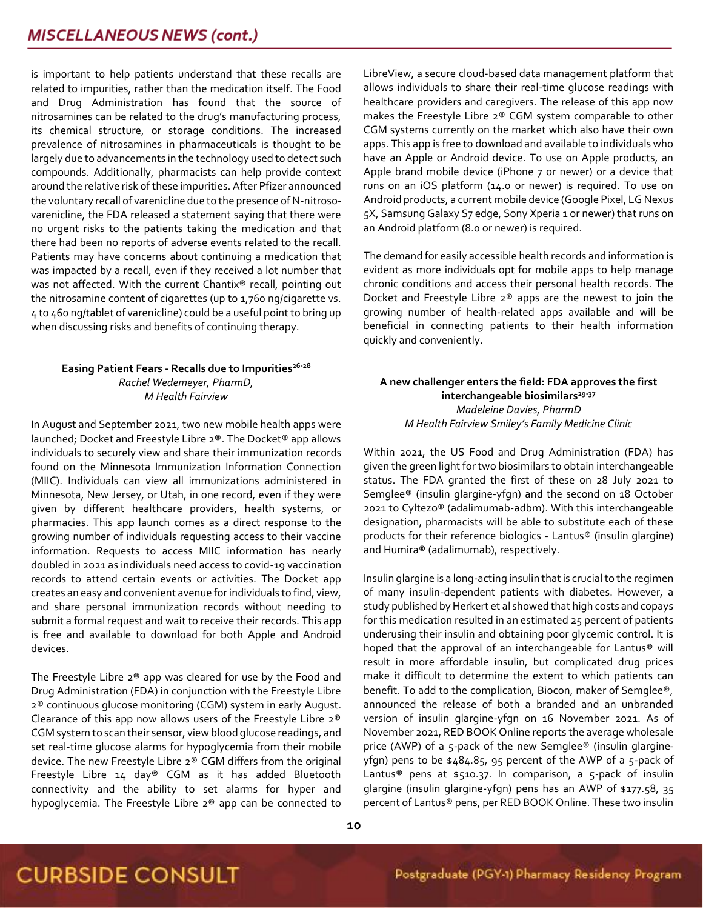is important to help patients understand that these recalls are related to impurities, rather than the medication itself. The Food and Drug Administration has found that the source of nitrosamines can be related to the drug's manufacturing process, its chemical structure, or storage conditions. The increased prevalence of nitrosamines in pharmaceuticals is thought to be largely due to advancements in the technology used to detect such compounds. Additionally, pharmacists can help provide context around the relative risk of these impurities. After Pfizer announced the voluntary recall of varenicline due to the presence of N-nitroso-varenicline, the FDA released a statement saying that there were no urgent risks to the patients taking the medication and that there had been no reports of adverse events related to the recall. Patients may have concerns about continuing a medication that was impacted by a recall, even if they received a lot number that was not affected. With the current Chantix® recall, pointing out the nitrosamine content of cigarettes (up to 1,760 ng/cigarette vs. 4 to 460 ng/tablet of varenicline) could be a useful point to bring up when discussing risks and benefits of continuing therapy.

### Easing Patient Fears - Recalls due to Impurities[26-28]

*Rachel Wedemeyer, PharmD,*
*M Health Fairview*

In August and September 2021, two new mobile health apps were launched; Docket and Freestyle Libre 2®. The Docket® app allows individuals to securely view and share their immunization records found on the Minnesota Immunization Information Connection (MIIC). Individuals can view all immunizations administered in Minnesota, New Jersey, or Utah, in one record, even if they were given by different healthcare providers, health systems, or pharmacies. This app launch comes as a direct response to the growing number of individuals requesting access to their vaccine information. Requests to access MIIC information has nearly doubled in 2021 as individuals need access to covid-19 vaccination records to attend certain events or activities. The Docket app creates an easy and convenient avenue for individuals to find, view, and share personal immunization records without needing to submit a formal request and wait to receive their records. This app is free and available to download for both Apple and Android devices.

The Freestyle Libre 2® app was cleared for use by the Food and Drug Administration (FDA) in conjunction with the Freestyle Libre 2® continuous glucose monitoring (CGM) system in early August. Clearance of this app now allows users of the Freestyle Libre 2® CGM system to scan their sensor, view blood glucose readings, and set real-time glucose alarms for hypoglycemia from their mobile device. The new Freestyle Libre 2® CGM differs from the original Freestyle Libre 14 day® CGM as it has added Bluetooth connectivity and the ability to set alarms for hyper and hypoglycemia. The Freestyle Libre 2® app can be connected to LibreView, a secure cloud-based data management platform that allows individuals to share their real-time glucose readings with healthcare providers and caregivers. The release of this app now makes the Freestyle Libre 2® CGM system comparable to other CGM systems currently on the market which also have their own apps. This app is free to download and available to individuals who have an Apple or Android device. To use on Apple products, an Apple brand mobile device (iPhone 7 or newer) or a device that runs on an iOS platform (14.0 or newer) is required. To use on Android products, a current mobile device (Google Pixel, LG Nexus 5X, Samsung Galaxy S7 edge, Sony Xperia 1 or newer) that runs on an Android platform (8.0 or newer) is required.

The demand for easily accessible health records and information is evident as more individuals opt for mobile apps to help manage chronic conditions and access their personal health records. The Docket and Freestyle Libre 2® apps are the newest to join the growing number of health-related apps available and will be beneficial in connecting patients to their health information quickly and conveniently.

### A new challenger enters the field: FDA approves the first interchangeable biosimilars[29-37]

*Madeleine Davies, PharmD*
*M Health Fairview Smiley's Family Medicine Clinic*

Within 2021, the US Food and Drug Administration (FDA) has given the green light for two biosimilars to obtain interchangeable status. The FDA granted the first of these on 28 July 2021 to Semglee® (insulin glargine-yfgn) and the second on 18 October 2021 to Cyltezo® (adalimumab-adbm). With this interchangeable designation, pharmacists will be able to substitute each of these products for their reference biologics - Lantus® (insulin glargine) and Humira® (adalimumab), respectively.

Insulin glargine is a long-acting insulin that is crucial to the regimen of many insulin-dependent patients with diabetes. However, a study published by Herkert et al showed that high costs and copays for this medication resulted in an estimated 25 percent of patients underusing their insulin and obtaining poor glycemic control. It is hoped that the approval of an interchangeable for Lantus® will result in more affordable insulin, but complicated drug prices make it difficult to determine the extent to which patients can benefit. To add to the complication, Biocon, maker of Semglee®, announced the release of both a branded and an unbranded version of insulin glargine-yfgn on 16 November 2021. As of November 2021, RED BOOK Online reports the average wholesale price (AWP) of a 5-pack of the new Semglee® (insulin glargine-yfgn) pens to be $484.85, 95 percent of the AWP of a 5-pack of Lantus® pens at $510.37. In comparison, a 5-pack of insulin glargine (insulin glargine-yfgn) pens has an AWP of $177.58, 35 percent of Lantus® pens, per RED BOOK Online. These two insulin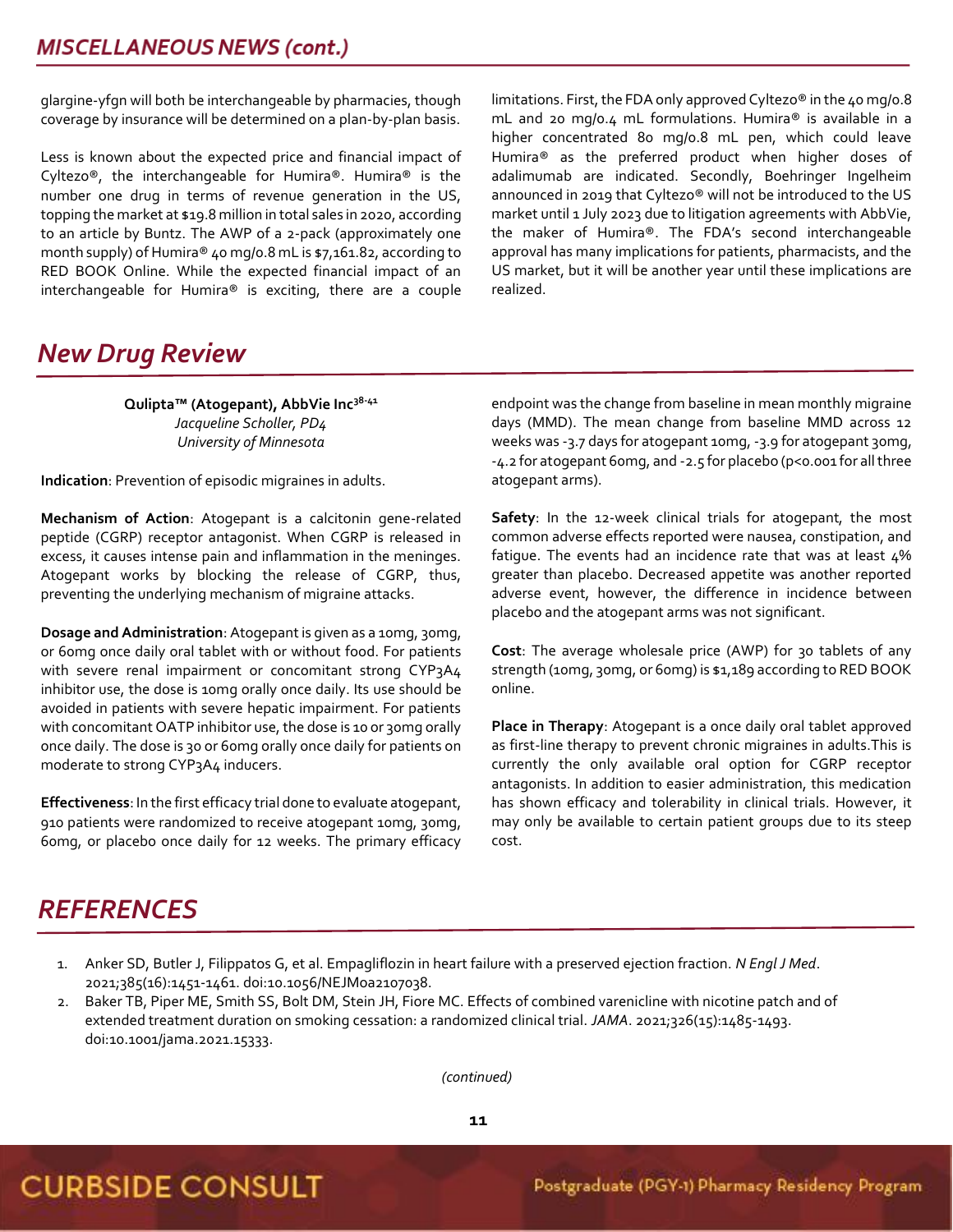## MISCELLANEOUS NEWS (cont.)

glargine-yfgn will both be interchangeable by pharmacies, though coverage by insurance will be determined on a plan-by-plan basis.

Less is known about the expected price and financial impact of Cyltezo®, the interchangeable for Humira®. Humira® is the number one drug in terms of revenue generation in the US, topping the market at $19.8 million in total sales in 2020, according to an article by Buntz. The AWP of a 2-pack (approximately one month supply) of Humira® 40 mg/0.8 mL is $7,161.82, according to RED BOOK Online. While the expected financial impact of an interchangeable for Humira® is exciting, there are a couple limitations. First, the FDA only approved Cyltezo® in the 40 mg/0.8 mL and 20 mg/0.4 mL formulations. Humira® is available in a higher concentrated 80 mg/0.8 mL pen, which could leave Humira® as the preferred product when higher doses of adalimumab are indicated. Secondly, Boehringer Ingelheim announced in 2019 that Cyltezo® will not be introduced to the US market until 1 July 2023 due to litigation agreements with AbbVie, the maker of Humira®. The FDA's second interchangeable approval has many implications for patients, pharmacists, and the US market, but it will be another year until these implications are realized.

# New Drug Review

**Qulipta™ (Atogepant), AbbVie Inc**[38-41]
*Jacqueline Scholler, PD4*
*University of Minnesota*

**Indication**: Prevention of episodic migraines in adults.

**Mechanism of Action**: Atogepant is a calcitonin gene-related peptide (CGRP) receptor antagonist. When CGRP is released in excess, it causes intense pain and inflammation in the meninges. Atogepant works by blocking the release of CGRP, thus, preventing the underlying mechanism of migraine attacks.

**Dosage and Administration**: Atogepant is given as a 10mg, 30mg, or 60mg once daily oral tablet with or without food. For patients with severe renal impairment or concomitant strong CYP3A4 inhibitor use, the dose is 10mg orally once daily. Its use should be avoided in patients with severe hepatic impairment. For patients with concomitant OATP inhibitor use, the dose is 10 or 30mg orally once daily. The dose is 30 or 60mg orally once daily for patients on moderate to strong CYP3A4 inducers.

**Effectiveness**: In the first efficacy trial done to evaluate atogepant, 910 patients were randomized to receive atogepant 10mg, 30mg, 60mg, or placebo once daily for 12 weeks. The primary efficacy endpoint was the change from baseline in mean monthly migraine days (MMD). The mean change from baseline MMD across 12 weeks was -3.7 days for atogepant 10mg, -3.9 for atogepant 30mg, -4.2 for atogepant 60mg, and -2.5 for placebo ($p<0.001$ for all three atogepant arms).

**Safety**: In the 12-week clinical trials for atogepant, the most common adverse effects reported were nausea, constipation, and fatigue. The events had an incidence rate that was at least 4% greater than placebo. Decreased appetite was another reported adverse event, however, the difference in incidence between placebo and the atogepant arms was not significant.

**Cost**: The average wholesale price (AWP) for 30 tablets of any strength (10mg, 30mg, or 60mg) is $1,189 according to RED BOOK online.

**Place in Therapy**: Atogepant is a once daily oral tablet approved as first-line therapy to prevent chronic migraines in adults.This is currently the only available oral option for CGRP receptor antagonists. In addition to easier administration, this medication has shown efficacy and tolerability in clinical trials. However, it may only be available to certain patient groups due to its steep cost.

# REFERENCES

1. Anker SD, Butler J, Filippatos G, et al. Empagliflozin in heart failure with a preserved ejection fraction. *N Engl J Med*. 2021;385(16):1451-1461. doi:10.1056/NEJMoa2107038.
2. Baker TB, Piper ME, Smith SS, Bolt DM, Stein JH, Fiore MC. Effects of combined varenicline with nicotine patch and of extended treatment duration on smoking cessation: a randomized clinical trial. *JAMA*. 2021;326(15):1485-1493. doi:10.1001/jama.2021.15333.

*(continued)*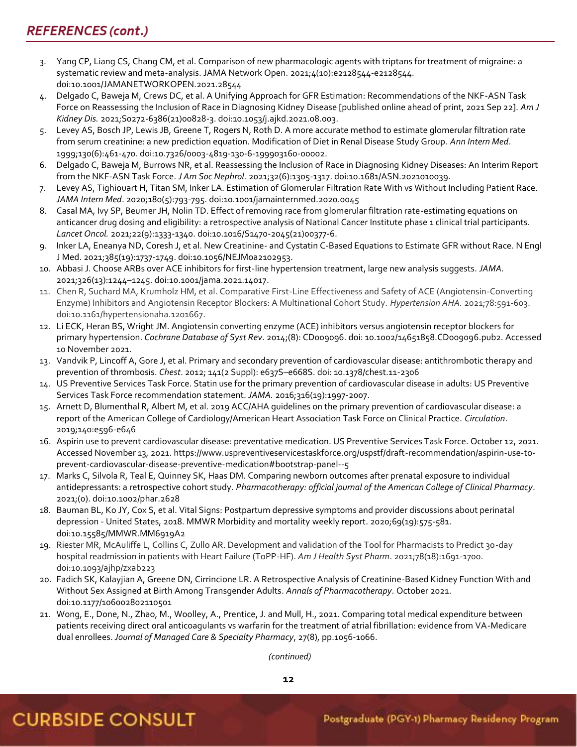## *REFERENCES (cont.)*

3. Yang CP, Liang CS, Chang CM, et al. Comparison of new pharmacologic agents with triptans for treatment of migraine: a systematic review and meta-analysis. JAMA Network Open. 2021;4(10):e2128544-e2128544. doi:10.1001/JAMANETWORKOPEN.2021.28544
4. Delgado C, Baweja M, Crews DC, et al. A Unifying Approach for GFR Estimation: Recommendations of the NKF-ASN Task Force on Reassessing the Inclusion of Race in Diagnosing Kidney Disease [published online ahead of print, 2021 Sep 22]. *Am J Kidney Dis.* 2021;S0272-6386(21)00828-3. doi:10.1053/j.ajkd.2021.08.003.
5. Levey AS, Bosch JP, Lewis JB, Greene T, Rogers N, Roth D. A more accurate method to estimate glomerular filtration rate from serum creatinine: a new prediction equation. Modification of Diet in Renal Disease Study Group. *Ann Intern Med*. 1999;130(6):461-470. doi:10.7326/0003-4819-130-6-199903160-00002.
6. Delgado C, Baweja M, Burrows NR, et al. Reassessing the Inclusion of Race in Diagnosing Kidney Diseases: An Interim Report from the NKF-ASN Task Force. *J Am Soc Nephrol.* 2021;32(6):1305-1317. doi:10.1681/ASN.2021010039.
7. Levey AS, Tighiouart H, Titan SM, Inker LA. Estimation of Glomerular Filtration Rate With vs Without Including Patient Race. *JAMA Intern Med*. 2020;180(5):793-795. doi:10.1001/jamainternmed.2020.0045
8. Casal MA, Ivy SP, Beumer JH, Nolin TD. Effect of removing race from glomerular filtration rate-estimating equations on anticancer drug dosing and eligibility: a retrospective analysis of National Cancer Institute phase 1 clinical trial participants. *Lancet Oncol.* 2021;22(9):1333-1340. doi:10.1016/S1470-2045(21)00377-6.
9. Inker LA, Eneanya ND, Coresh J, et al. New Creatinine- and Cystatin C-Based Equations to Estimate GFR without Race. N Engl J Med. 2021;385(19):1737-1749. doi:10.1056/NEJMoa2102953.
10. Abbasi J. Choose ARBs over ACE inhibitors for first-line hypertension treatment, large new analysis suggests. *JAMA.* 2021;326(13):1244–1245. doi:10.1001/jama.2021.14017.
11. Chen R, Suchard MA, Krumholz HM, et al. Comparative First-Line Effectiveness and Safety of ACE (Angiotensin-Converting Enzyme) Inhibitors and Angiotensin Receptor Blockers: A Multinational Cohort Study. *Hypertension AHA.* 2021;78:591-603. doi:10.1161/hypertensionaha.1201667.
12. Li ECK, Heran BS, Wright JM. Angiotensin converting enzyme (ACE) inhibitors versus angiotensin receptor blockers for primary hypertension. *Cochrane Database of Syst Rev*. 2014;(8): CD009096. doi: 10.1002/14651858.CD009096.pub2. Accessed 10 November 2021.
13. Vandvik P, Lincoff A, Gore J, et al. Primary and secondary prevention of cardiovascular disease: antithrombotic therapy and prevention of thrombosis. *Chest*. 2012; 141(2 Suppl): e637S–e668S. doi: 10.1378/chest.11-2306
14. US Preventive Services Task Force. Statin use for the primary prevention of cardiovascular disease in adults: US Preventive Services Task Force recommendation statement. *JAMA.* 2016;316(19):1997-2007.
15. Arnett D, Blumenthal R, Albert M, et al. 2019 ACC/AHA guidelines on the primary prevention of cardiovascular disease: a report of the American College of Cardiology/American Heart Association Task Force on Clinical Practice. *Circulation*. 2019;140:e596-e646
16. Aspirin use to prevent cardiovascular disease: preventative medication. US Preventive Services Task Force. October 12, 2021. Accessed November 13, 2021. https://www.uspreventiveservicestaskforce.org/uspstf/draft-recommendation/aspirin-use-to-prevent-cardiovascular-disease-preventive-medication#bootstrap-panel--5
17. Marks C, Silvola R, Teal E, Quinney SK, Haas DM. Comparing newborn outcomes after prenatal exposure to individual antidepressants: a retrospective cohort study. *Pharmacotherapy: official journal of the American College of Clinical Pharmacy*. 2021;(0). doi:10.1002/phar.2628
18. Bauman BL, Ko JY, Cox S, et al. Vital Signs: Postpartum depressive symptoms and provider discussions about perinatal depression - United States, 2018. MMWR Morbidity and mortality weekly report. 2020;69(19):575-581. doi:10.15585/MMWR.MM6919A2
19. Riester MR, McAuliffe L, Collins C, Zullo AR. Development and validation of the Tool for Pharmacists to Predict 30-day hospital readmission in patients with Heart Failure (ToPP-HF). *Am J Health Syst Pharm*. 2021;78(18):1691-1700. doi:10.1093/ajhp/zxab223
20. Fadich SK, Kalayjian A, Greene DN, Cirrincione LR. A Retrospective Analysis of Creatinine-Based Kidney Function With and Without Sex Assigned at Birth Among Transgender Adults. *Annals of Pharmacotherapy*. October 2021. doi:10.1177/10600280211050I
21. Wong, E., Done, N., Zhao, M., Woolley, A., Prentice, J. and Mull, H., 2021. Comparing total medical expenditure between patients receiving direct oral anticoagulants vs warfarin for the treatment of atrial fibrillation: evidence from VA-Medicare dual enrollees. *Journal of Managed Care & Specialty Pharmacy*, 27(8), pp.1056-1066.

*(continued)*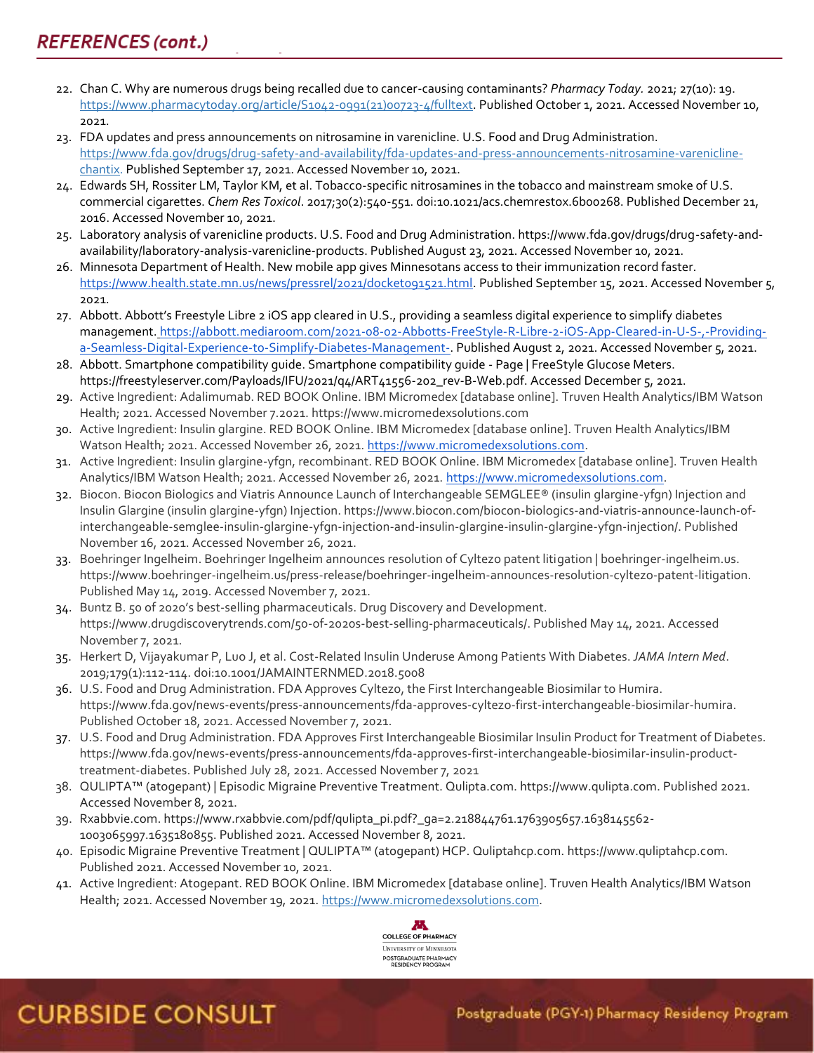## *REFERENCES (cont.)*

22. Chan C. Why are numerous drugs being recalled due to cancer-causing contaminants? *Pharmacy Today.* 2021; 27(10): 19. https://www.pharmacytoday.org/article/S1042-0991(21)00723-4/fulltext. Published October 1, 2021. Accessed November 10, 2021.
23. FDA updates and press announcements on nitrosamine in varenicline. U.S. Food and Drug Administration. https://www.fda.gov/drugs/drug-safety-and-availability/fda-updates-and-press-announcements-nitrosamine-varenicline-chantix. Published September 17, 2021. Accessed November 10, 2021.
24. Edwards SH, Rossiter LM, Taylor KM, et al. Tobacco-specific nitrosamines in the tobacco and mainstream smoke of U.S. commercial cigarettes. *Chem Res Toxicol*. 2017;30(2):540-551. doi:10.1021/acs.chemrestox.6b00268. Published December 21, 2016. Accessed November 10, 2021.
25. Laboratory analysis of varenicline products. U.S. Food and Drug Administration. https://www.fda.gov/drugs/drug-safety-and-availability/laboratory-analysis-varenicline-products. Published August 23, 2021. Accessed November 10, 2021.
26. Minnesota Department of Health. New mobile app gives Minnesotans access to their immunization record faster. https://www.health.state.mn.us/news/pressrel/2021/docket091521.html. Published September 15, 2021. Accessed November 5, 2021.
27. Abbott. Abbott's Freestyle Libre 2 iOS app cleared in U.S., providing a seamless digital experience to simplify diabetes management. https://abbott.mediaroom.com/2021-08-02-Abbotts-FreeStyle-R-Libre-2-iOS-App-Cleared-in-U-S-,-Providing-a-Seamless-Digital-Experience-to-Simplify-Diabetes-Management-. Published August 2, 2021. Accessed November 5, 2021.
28. Abbott. Smartphone compatibility guide. Smartphone compatibility guide - Page | FreeStyle Glucose Meters. https://freestyleserver.com/Payloads/IFU/2021/q4/ART41556-202_rev-B-Web.pdf. Accessed December 5, 2021.
29. Active Ingredient: Adalimumab. RED BOOK Online. IBM Micromedex [database online]. Truven Health Analytics/IBM Watson Health; 2021. Accessed November 7.2021. https://www.micromedexsolutions.com
30. Active Ingredient: Insulin glargine. RED BOOK Online. IBM Micromedex [database online]. Truven Health Analytics/IBM Watson Health; 2021. Accessed November 26, 2021. https://www.micromedexsolutions.com.
31. Active Ingredient: Insulin glargine-yfgn, recombinant. RED BOOK Online. IBM Micromedex [database online]. Truven Health Analytics/IBM Watson Health; 2021. Accessed November 26, 2021. https://www.micromedexsolutions.com.
32. Biocon. Biocon Biologics and Viatris Announce Launch of Interchangeable SEMGLEE® (insulin glargine-yfgn) Injection and Insulin Glargine (insulin glargine-yfgn) Injection. https://www.biocon.com/biocon-biologics-and-viatris-announce-launch-of-interchangeable-semglee-insulin-glargine-yfgn-injection-and-insulin-glargine-insulin-glargine-yfgn-injection/. Published November 16, 2021. Accessed November 26, 2021.
33. Boehringer Ingelheim. Boehringer Ingelheim announces resolution of Cyltezo patent litigation | boehringer-ingelheim.us. https://www.boehringer-ingelheim.us/press-release/boehringer-ingelheim-announces-resolution-cyltezo-patent-litigation. Published May 14, 2019. Accessed November 7, 2021.
34. Buntz B. 50 of 2020's best-selling pharmaceuticals. Drug Discovery and Development. https://www.drugdiscoverytrends.com/50-of-2020s-best-selling-pharmaceuticals/. Published May 14, 2021. Accessed November 7, 2021.
35. Herkert D, Vijayakumar P, Luo J, et al. Cost-Related Insulin Underuse Among Patients With Diabetes. *JAMA Intern Med*. 2019;179(1):112-114. doi:10.1001/JAMAINTERNMED.2018.5008
36. U.S. Food and Drug Administration. FDA Approves Cyltezo, the First Interchangeable Biosimilar to Humira. https://www.fda.gov/news-events/press-announcements/fda-approves-cyltezo-first-interchangeable-biosimilar-humira. Published October 18, 2021. Accessed November 7, 2021.
37. U.S. Food and Drug Administration. FDA Approves First Interchangeable Biosimilar Insulin Product for Treatment of Diabetes. https://www.fda.gov/news-events/press-announcements/fda-approves-first-interchangeable-biosimilar-insulin-product-treatment-diabetes. Published July 28, 2021. Accessed November 7, 2021
38. QULIPTA™ (atogepant) | Episodic Migraine Preventive Treatment. Qulipta.com. https://www.qulipta.com. Published 2021. Accessed November 8, 2021.
39. Rxabbvie.com. https://www.rxabbvie.com/pdf/qulipta_pi.pdf?_ga=2.218844761.1763905657.1638145562-1003065997.1635180855. Published 2021. Accessed November 8, 2021.
40. Episodic Migraine Preventive Treatment | QULIPTA™ (atogepant) HCP. Quliptahcp.com. https://www.quliptahcp.com. Published 2021. Accessed November 10, 2021.
41. Active Ingredient: Atogepant. RED BOOK Online. IBM Micromedex [database online]. Truven Health Analytics/IBM Watson Health; 2021. Accessed November 19, 2021. https://www.micromedexsolutions.com.